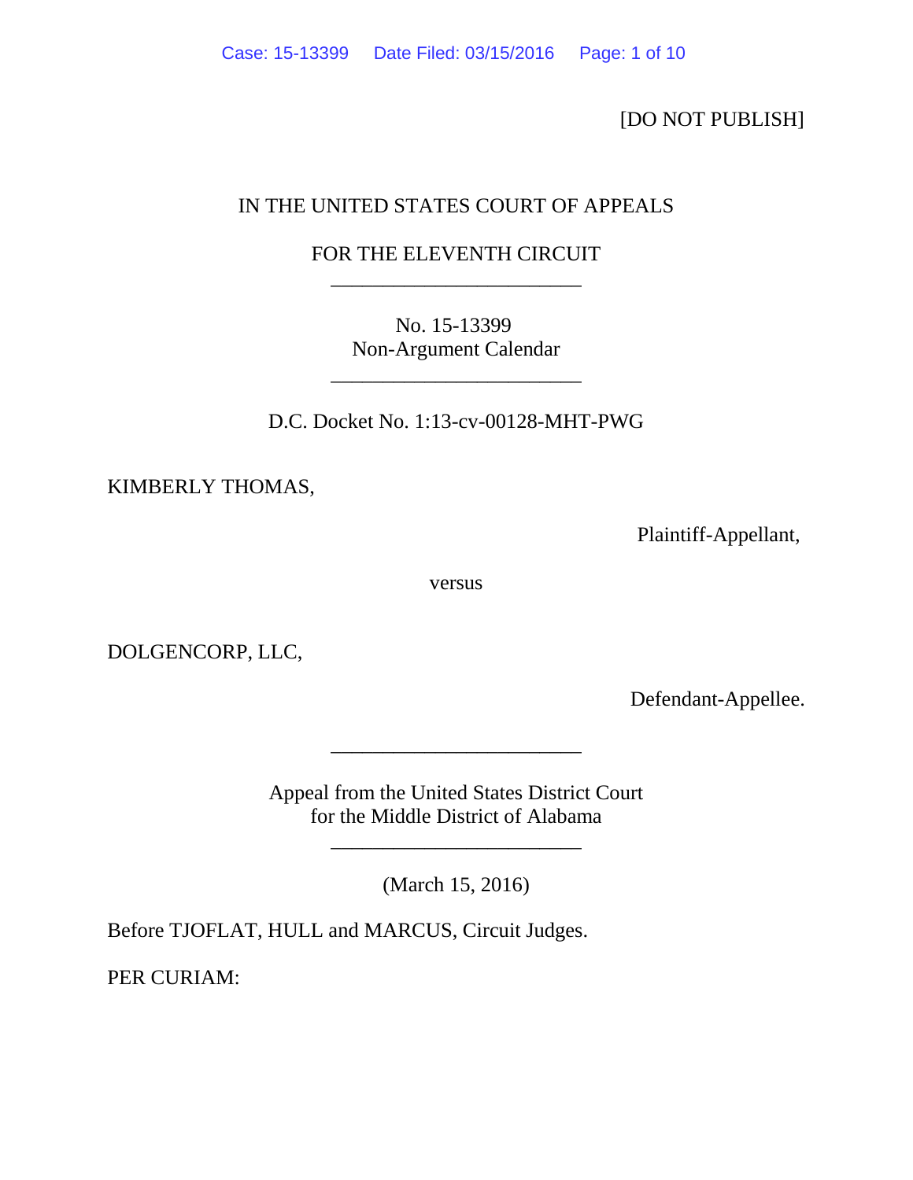[DO NOT PUBLISH]

IN THE UNITED STATES COURT OF APPEALS

FOR THE ELEVENTH CIRCUIT

________________________

No. 15-13399
Non-Argument Calendar

________________________

D.C. Docket No. 1:13-cv-00128-MHT-PWG

KIMBERLY THOMAS,

Plaintiff-Appellant,

versus

DOLGENCORP, LLC,

Defendant-Appellee.

________________________

Appeal from the United States District Court
for the Middle District of Alabama

________________________

(March 15, 2016)

Before TJOFLAT, HULL and MARCUS, Circuit Judges.

PER CURIAM: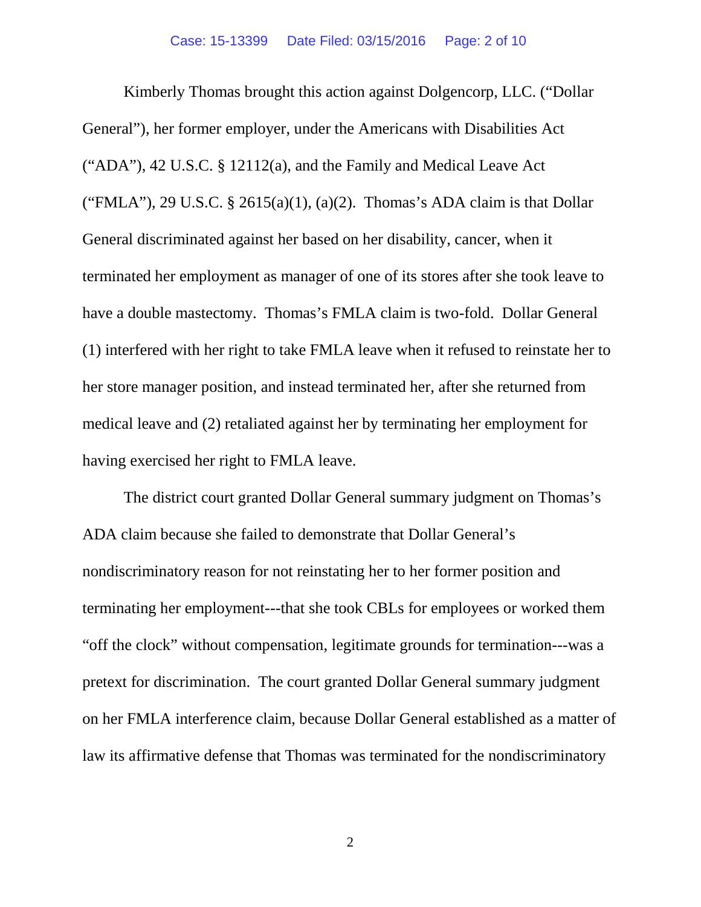Kimberly Thomas brought this action against Dolgencorp, LLC. ("Dollar General"), her former employer, under the Americans with Disabilities Act ("ADA"), 42 U.S.C. § 12112(a), and the Family and Medical Leave Act ("FMLA"), 29 U.S.C. § 2615(a)(1), (a)(2). Thomas's ADA claim is that Dollar General discriminated against her based on her disability, cancer, when it terminated her employment as manager of one of its stores after she took leave to have a double mastectomy. Thomas's FMLA claim is two-fold. Dollar General (1) interfered with her right to take FMLA leave when it refused to reinstate her to her store manager position, and instead terminated her, after she returned from medical leave and (2) retaliated against her by terminating her employment for having exercised her right to FMLA leave.

The district court granted Dollar General summary judgment on Thomas's ADA claim because she failed to demonstrate that Dollar General's nondiscriminatory reason for not reinstating her to her former position and terminating her employment---that she took CBLs for employees or worked them "off the clock" without compensation, legitimate grounds for termination---was a pretext for discrimination. The court granted Dollar General summary judgment on her FMLA interference claim, because Dollar General established as a matter of law its affirmative defense that Thomas was terminated for the nondiscriminatory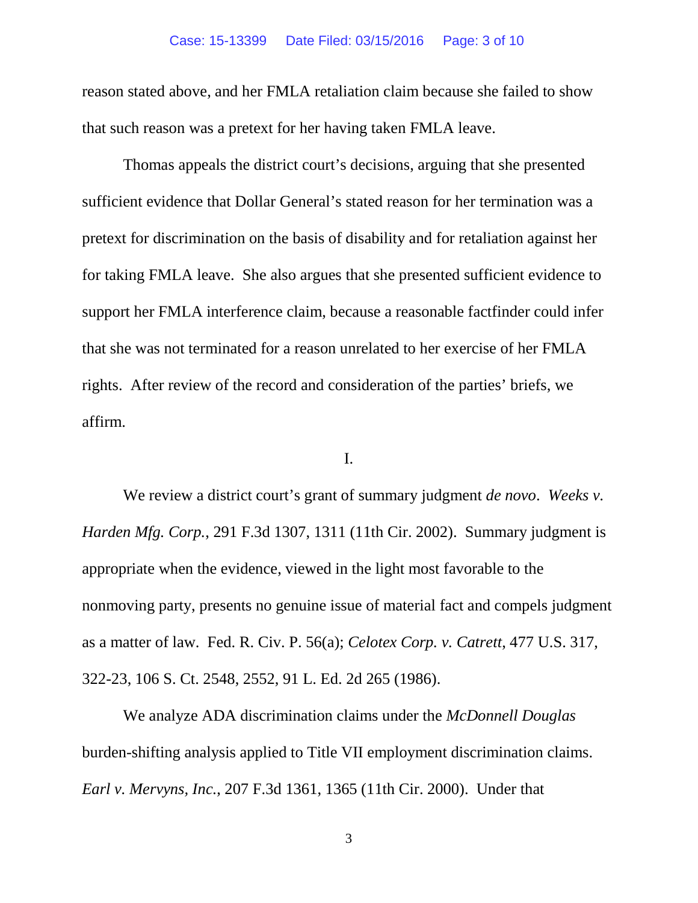reason stated above, and her FMLA retaliation claim because she failed to show that such reason was a pretext for her having taken FMLA leave.

Thomas appeals the district court's decisions, arguing that she presented sufficient evidence that Dollar General's stated reason for her termination was a pretext for discrimination on the basis of disability and for retaliation against her for taking FMLA leave. She also argues that she presented sufficient evidence to support her FMLA interference claim, because a reasonable factfinder could infer that she was not terminated for a reason unrelated to her exercise of her FMLA rights. After review of the record and consideration of the parties' briefs, we affirm.

I.

We review a district court's grant of summary judgment *de novo*. *Weeks v. Harden Mfg. Corp.*, 291 F.3d 1307, 1311 (11th Cir. 2002). Summary judgment is appropriate when the evidence, viewed in the light most favorable to the nonmoving party, presents no genuine issue of material fact and compels judgment as a matter of law. Fed. R. Civ. P. 56(a); *Celotex Corp. v. Catrett*, 477 U.S. 317, 322-23, 106 S. Ct. 2548, 2552, 91 L. Ed. 2d 265 (1986).

We analyze ADA discrimination claims under the *McDonnell Douglas* burden-shifting analysis applied to Title VII employment discrimination claims. *Earl v. Mervyns, Inc.*, 207 F.3d 1361, 1365 (11th Cir. 2000). Under that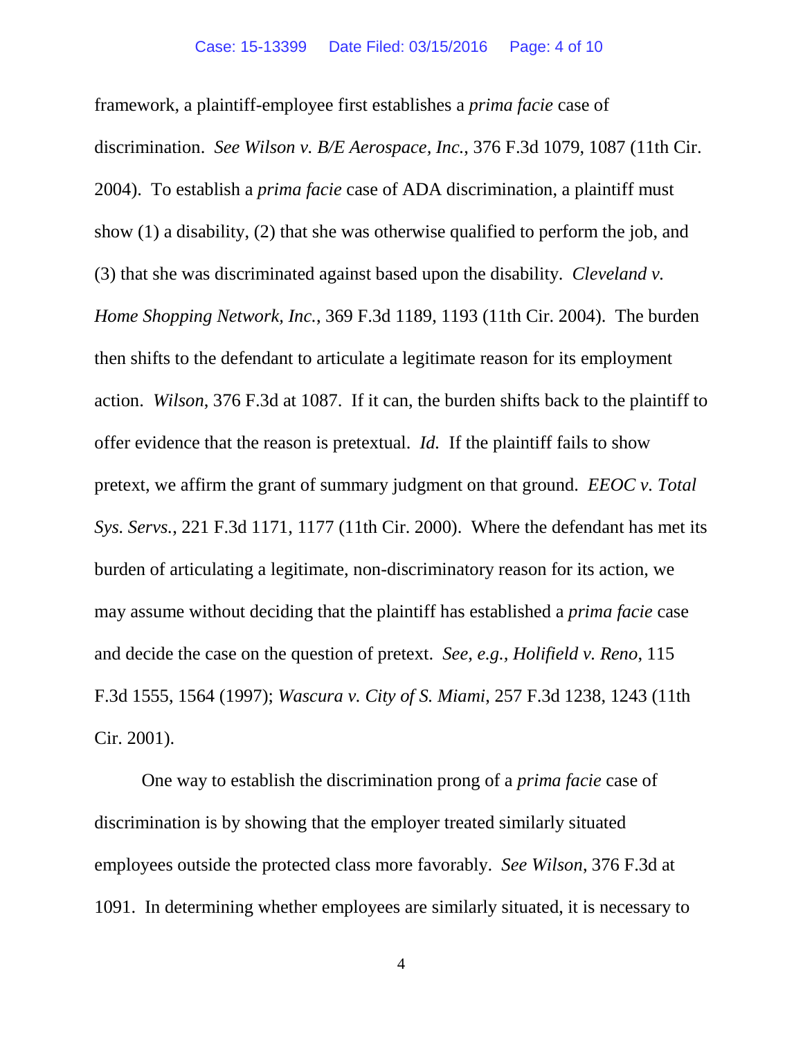framework, a plaintiff-employee first establishes a *prima facie* case of discrimination. *See Wilson v. B/E Aerospace, Inc.*, 376 F.3d 1079, 1087 (11th Cir. 2004). To establish a *prima facie* case of ADA discrimination, a plaintiff must show (1) a disability, (2) that she was otherwise qualified to perform the job, and (3) that she was discriminated against based upon the disability. *Cleveland v. Home Shopping Network, Inc.*, 369 F.3d 1189, 1193 (11th Cir. 2004). The burden then shifts to the defendant to articulate a legitimate reason for its employment action. *Wilson*, 376 F.3d at 1087. If it can, the burden shifts back to the plaintiff to offer evidence that the reason is pretextual. *Id.* If the plaintiff fails to show pretext, we affirm the grant of summary judgment on that ground. *EEOC v. Total Sys. Servs.*, 221 F.3d 1171, 1177 (11th Cir. 2000). Where the defendant has met its burden of articulating a legitimate, non-discriminatory reason for its action, we may assume without deciding that the plaintiff has established a *prima facie* case and decide the case on the question of pretext. *See, e.g.*, *Holifield v. Reno*, 115 F.3d 1555, 1564 (1997); *Wascura v. City of S. Miami*, 257 F.3d 1238, 1243 (11th Cir. 2001).

One way to establish the discrimination prong of a *prima facie* case of discrimination is by showing that the employer treated similarly situated employees outside the protected class more favorably. *See Wilson*, 376 F.3d at 1091. In determining whether employees are similarly situated, it is necessary to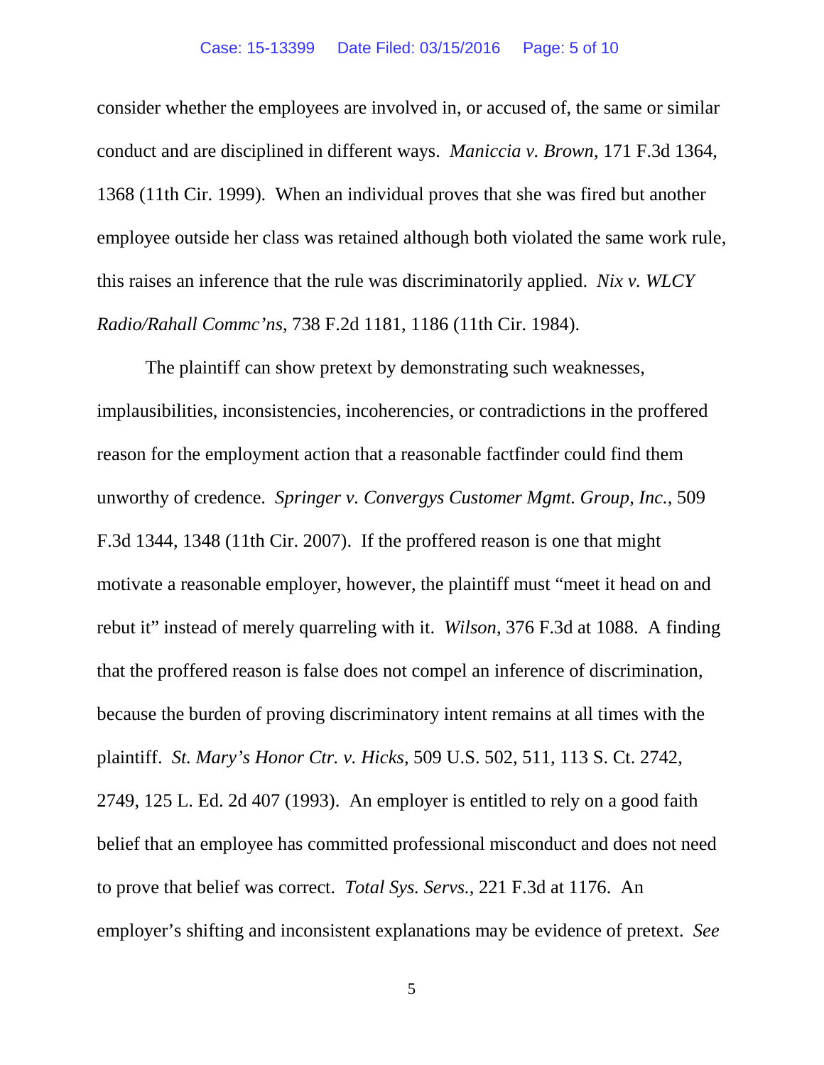consider whether the employees are involved in, or accused of, the same or similar conduct and are disciplined in different ways. *Maniccia v. Brown*, 171 F.3d 1364, 1368 (11th Cir. 1999). When an individual proves that she was fired but another employee outside her class was retained although both violated the same work rule, this raises an inference that the rule was discriminatorily applied. *Nix v. WLCY Radio/Rahall Commc'ns*, 738 F.2d 1181, 1186 (11th Cir. 1984).

The plaintiff can show pretext by demonstrating such weaknesses, implausibilities, inconsistencies, incoherencies, or contradictions in the proffered reason for the employment action that a reasonable factfinder could find them unworthy of credence. *Springer v. Convergys Customer Mgmt. Group, Inc.*, 509 F.3d 1344, 1348 (11th Cir. 2007). If the proffered reason is one that might motivate a reasonable employer, however, the plaintiff must "meet it head on and rebut it" instead of merely quarreling with it. *Wilson*, 376 F.3d at 1088. A finding that the proffered reason is false does not compel an inference of discrimination, because the burden of proving discriminatory intent remains at all times with the plaintiff. *St. Mary's Honor Ctr. v. Hicks*, 509 U.S. 502, 511, 113 S. Ct. 2742, 2749, 125 L. Ed. 2d 407 (1993). An employer is entitled to rely on a good faith belief that an employee has committed professional misconduct and does not need to prove that belief was correct. *Total Sys. Servs.*, 221 F.3d at 1176. An employer's shifting and inconsistent explanations may be evidence of pretext. *See*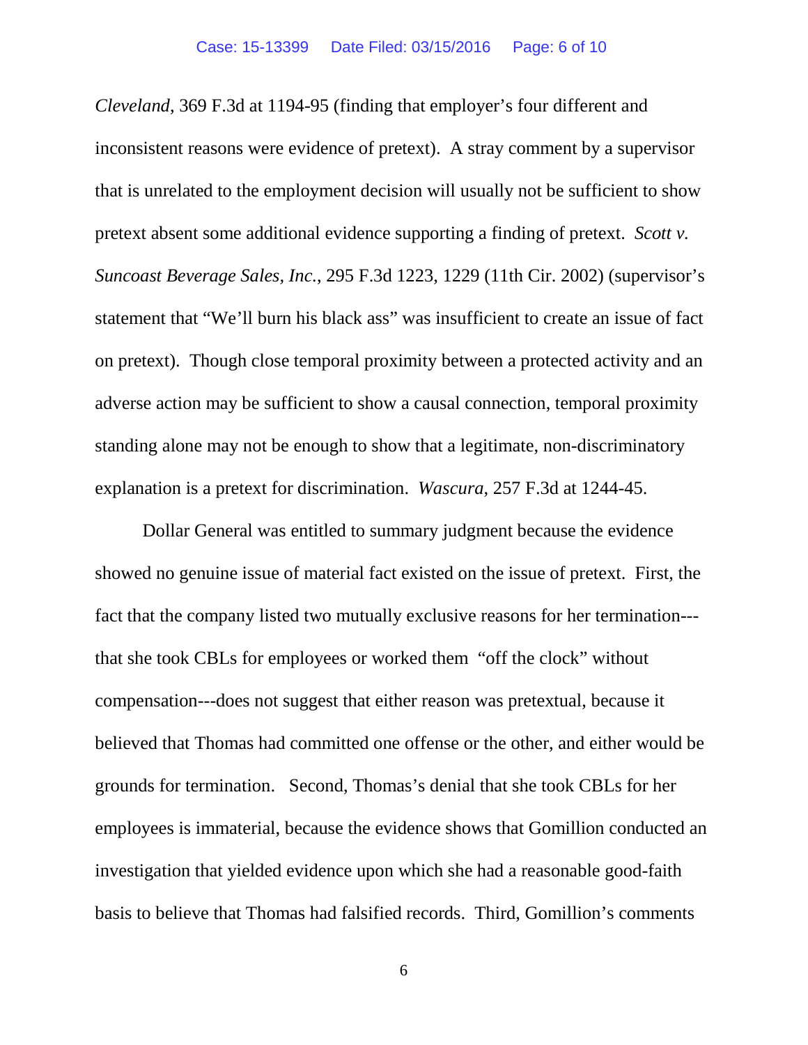*Cleveland*, 369 F.3d at 1194-95 (finding that employer's four different and inconsistent reasons were evidence of pretext). A stray comment by a supervisor that is unrelated to the employment decision will usually not be sufficient to show pretext absent some additional evidence supporting a finding of pretext. *Scott v. Suncoast Beverage Sales, Inc.*, 295 F.3d 1223, 1229 (11th Cir. 2002) (supervisor's statement that "We'll burn his black ass" was insufficient to create an issue of fact on pretext). Though close temporal proximity between a protected activity and an adverse action may be sufficient to show a causal connection, temporal proximity standing alone may not be enough to show that a legitimate, non-discriminatory explanation is a pretext for discrimination. *Wascura*, 257 F.3d at 1244-45.

Dollar General was entitled to summary judgment because the evidence showed no genuine issue of material fact existed on the issue of pretext. First, the fact that the company listed two mutually exclusive reasons for her termination---that she took CBLs for employees or worked them "off the clock" without compensation---does not suggest that either reason was pretextual, because it believed that Thomas had committed one offense or the other, and either would be grounds for termination. Second, Thomas's denial that she took CBLs for her employees is immaterial, because the evidence shows that Gomillion conducted an investigation that yielded evidence upon which she had a reasonable good-faith basis to believe that Thomas had falsified records. Third, Gomillion's comments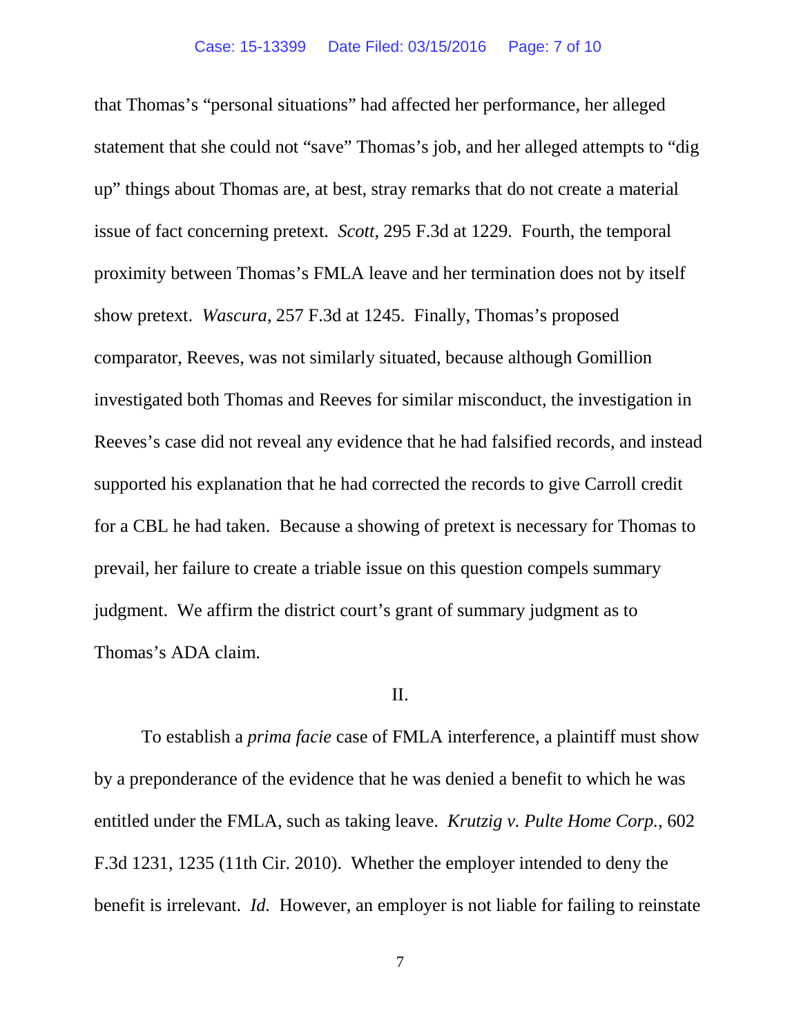that Thomas's "personal situations" had affected her performance, her alleged statement that she could not "save" Thomas's job, and her alleged attempts to "dig up" things about Thomas are, at best, stray remarks that do not create a material issue of fact concerning pretext. *Scott*, 295 F.3d at 1229. Fourth, the temporal proximity between Thomas's FMLA leave and her termination does not by itself show pretext. *Wascura*, 257 F.3d at 1245. Finally, Thomas's proposed comparator, Reeves, was not similarly situated, because although Gomillion investigated both Thomas and Reeves for similar misconduct, the investigation in Reeves's case did not reveal any evidence that he had falsified records, and instead supported his explanation that he had corrected the records to give Carroll credit for a CBL he had taken. Because a showing of pretext is necessary for Thomas to prevail, her failure to create a triable issue on this question compels summary judgment. We affirm the district court's grant of summary judgment as to Thomas's ADA claim.

## II.

To establish a *prima facie* case of FMLA interference, a plaintiff must show by a preponderance of the evidence that he was denied a benefit to which he was entitled under the FMLA, such as taking leave. *Krutzig v. Pulte Home Corp.*, 602 F.3d 1231, 1235 (11th Cir. 2010). Whether the employer intended to deny the benefit is irrelevant. *Id.* However, an employer is not liable for failing to reinstate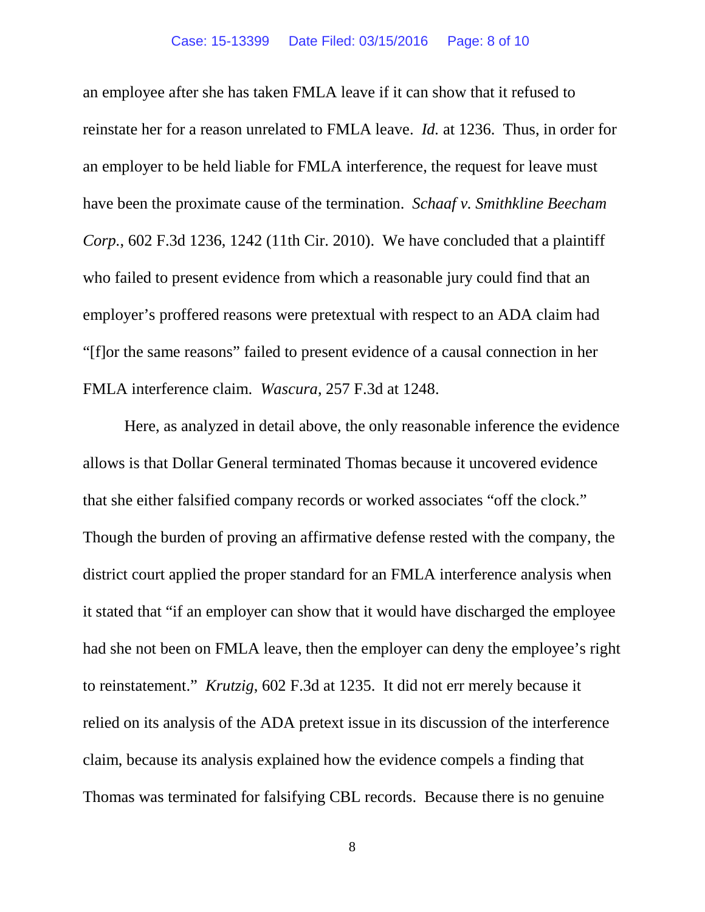an employee after she has taken FMLA leave if it can show that it refused to reinstate her for a reason unrelated to FMLA leave. *Id.* at 1236. Thus, in order for an employer to be held liable for FMLA interference, the request for leave must have been the proximate cause of the termination. *Schaaf v. Smithkline Beecham Corp.*, 602 F.3d 1236, 1242 (11th Cir. 2010). We have concluded that a plaintiff who failed to present evidence from which a reasonable jury could find that an employer's proffered reasons were pretextual with respect to an ADA claim had "[f]or the same reasons" failed to present evidence of a causal connection in her FMLA interference claim. *Wascura*, 257 F.3d at 1248.

Here, as analyzed in detail above, the only reasonable inference the evidence allows is that Dollar General terminated Thomas because it uncovered evidence that she either falsified company records or worked associates "off the clock." Though the burden of proving an affirmative defense rested with the company, the district court applied the proper standard for an FMLA interference analysis when it stated that "if an employer can show that it would have discharged the employee had she not been on FMLA leave, then the employer can deny the employee's right to reinstatement." *Krutzig*, 602 F.3d at 1235. It did not err merely because it relied on its analysis of the ADA pretext issue in its discussion of the interference claim, because its analysis explained how the evidence compels a finding that Thomas was terminated for falsifying CBL records. Because there is no genuine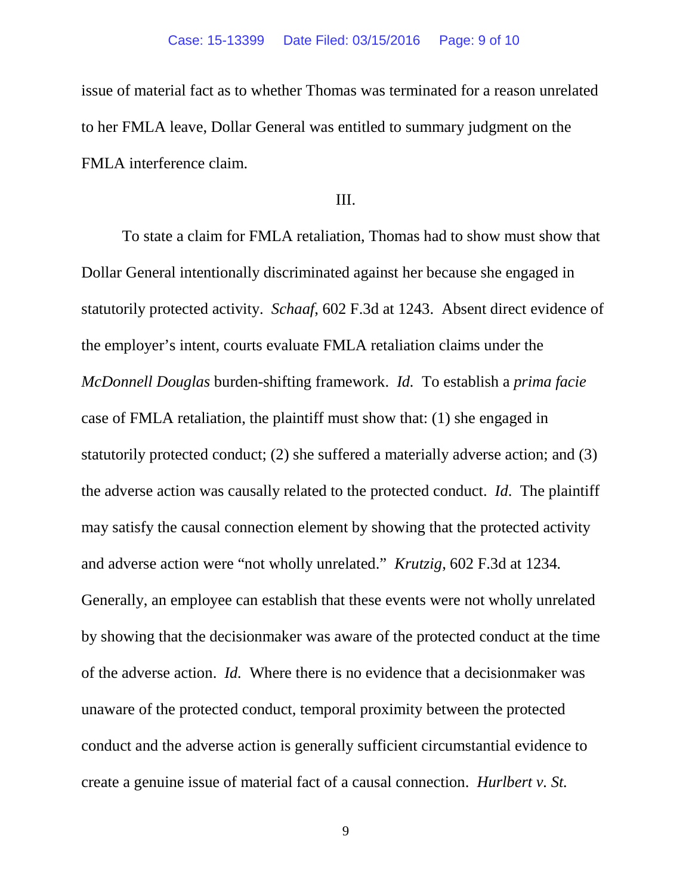issue of material fact as to whether Thomas was terminated for a reason unrelated to her FMLA leave, Dollar General was entitled to summary judgment on the FMLA interference claim.

III.

To state a claim for FMLA retaliation, Thomas had to show must show that Dollar General intentionally discriminated against her because she engaged in statutorily protected activity. *Schaaf*, 602 F.3d at 1243. Absent direct evidence of the employer's intent, courts evaluate FMLA retaliation claims under the *McDonnell Douglas* burden-shifting framework. *Id.* To establish a *prima facie* case of FMLA retaliation, the plaintiff must show that: (1) she engaged in statutorily protected conduct; (2) she suffered a materially adverse action; and (3) the adverse action was causally related to the protected conduct. *Id*. The plaintiff may satisfy the causal connection element by showing that the protected activity and adverse action were "not wholly unrelated." *Krutzig*, 602 F.3d at 1234. Generally, an employee can establish that these events were not wholly unrelated by showing that the decisionmaker was aware of the protected conduct at the time of the adverse action. *Id.* Where there is no evidence that a decisionmaker was unaware of the protected conduct, temporal proximity between the protected conduct and the adverse action is generally sufficient circumstantial evidence to create a genuine issue of material fact of a causal connection. *Hurlbert v. St.*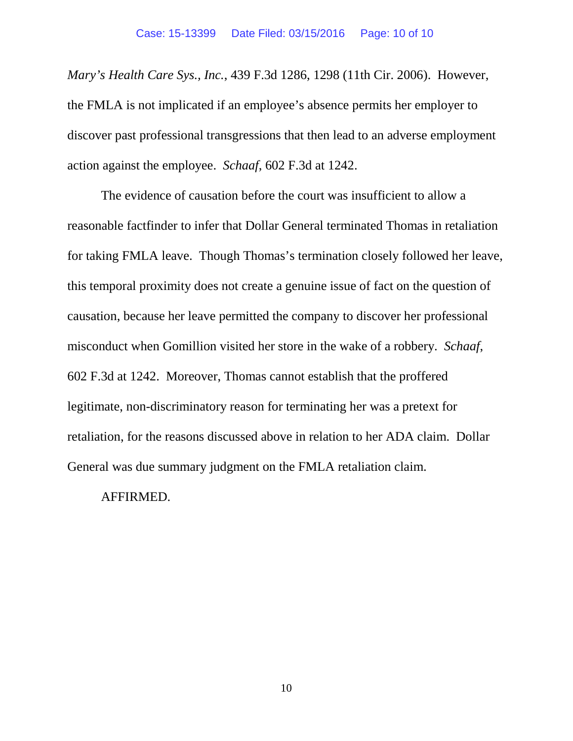*Mary's Health Care Sys., Inc.*, 439 F.3d 1286, 1298 (11th Cir. 2006). However, the FMLA is not implicated if an employee's absence permits her employer to discover past professional transgressions that then lead to an adverse employment action against the employee. *Schaaf*, 602 F.3d at 1242.

The evidence of causation before the court was insufficient to allow a reasonable factfinder to infer that Dollar General terminated Thomas in retaliation for taking FMLA leave. Though Thomas's termination closely followed her leave, this temporal proximity does not create a genuine issue of fact on the question of causation, because her leave permitted the company to discover her professional misconduct when Gomillion visited her store in the wake of a robbery. *Schaaf*, 602 F.3d at 1242. Moreover, Thomas cannot establish that the proffered legitimate, non-discriminatory reason for terminating her was a pretext for retaliation, for the reasons discussed above in relation to her ADA claim. Dollar General was due summary judgment on the FMLA retaliation claim.

AFFIRMED.